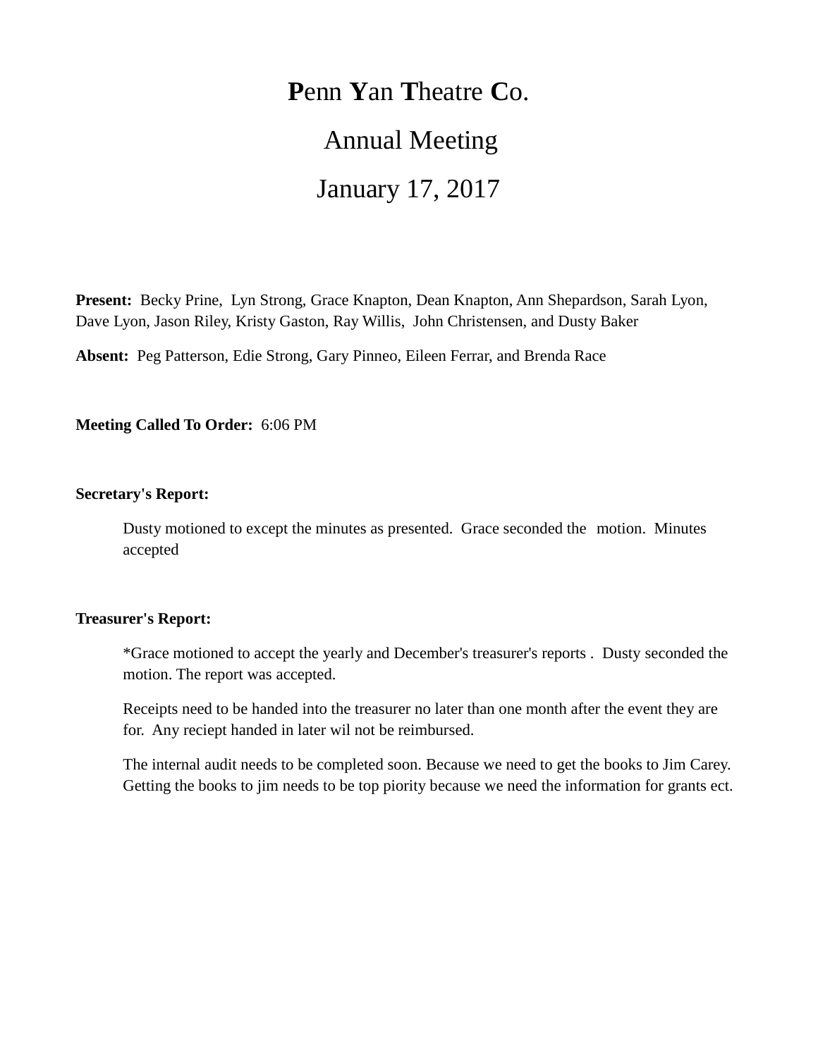# **P**enn **Y**an **T**heatre **C**o.

# Annual Meeting

# January 17, 2017

**Present:** Becky Prine, Lyn Strong, Grace Knapton, Dean Knapton, Ann Shepardson, Sarah Lyon, Dave Lyon, Jason Riley, Kristy Gaston, Ray Willis, John Christensen, and Dusty Baker

**Absent:** Peg Patterson, Edie Strong, Gary Pinneo, Eileen Ferrar, and Brenda Race

**Meeting Called To Order:** 6:06 PM

**Secretary's Report:**

Dusty motioned to except the minutes as presented. Grace seconded the motion. Minutes accepted

**Treasurer's Report:**

*Grace motioned to accept the yearly and December's treasurer's reports . Dusty seconded the motion. The report was accepted.

Receipts need to be handed into the treasurer no later than one month after the event they are for. Any reciept handed in later wil not be reimbursed.

The internal audit needs to be completed soon. Because we need to get the books to Jim Carey. Getting the books to jim needs to be top piority because we need the information for grants ect.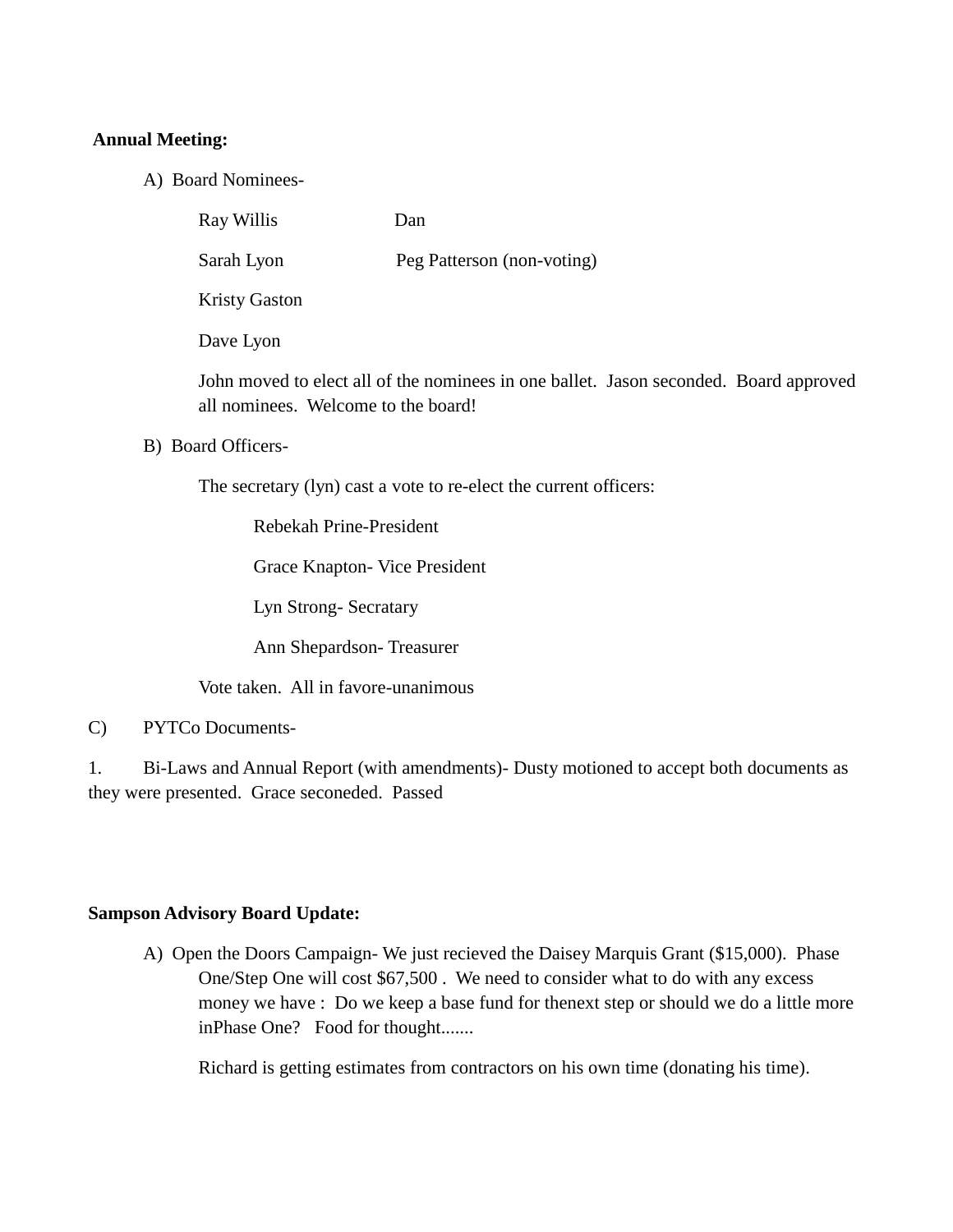**Annual Meeting:**

A) Board Nominees-

Ray Willis | Dan
Sarah Lyon | Peg Patterson (non-voting)
Kristy Gaston
Dave Lyon

John moved to elect all of the nominees in one ballet. Jason seconded. Board approved all nominees. Welcome to the board!

B) Board Officers-

The secretary (lyn) cast a vote to re-elect the current officers:

Rebekah Prine-President

Grace Knapton- Vice President

Lyn Strong- Secratary

Ann Shepardson- Treasurer

Vote taken. All in favore-unanimous

C) PYTCo Documents-

1. Bi-Laws and Annual Report (with amendments)- Dusty motioned to accept both documents as they were presented. Grace seconeded. Passed

**Sampson Advisory Board Update:**

A) Open the Doors Campaign- We just recieved the Daisey Marquis Grant ($15,000). Phase One/Step One will cost $67,500 . We need to consider what to do with any excess money we have : Do we keep a base fund for thenext step or should we do a little more inPhase One? Food for thought.......

Richard is getting estimates from contractors on his own time (donating his time).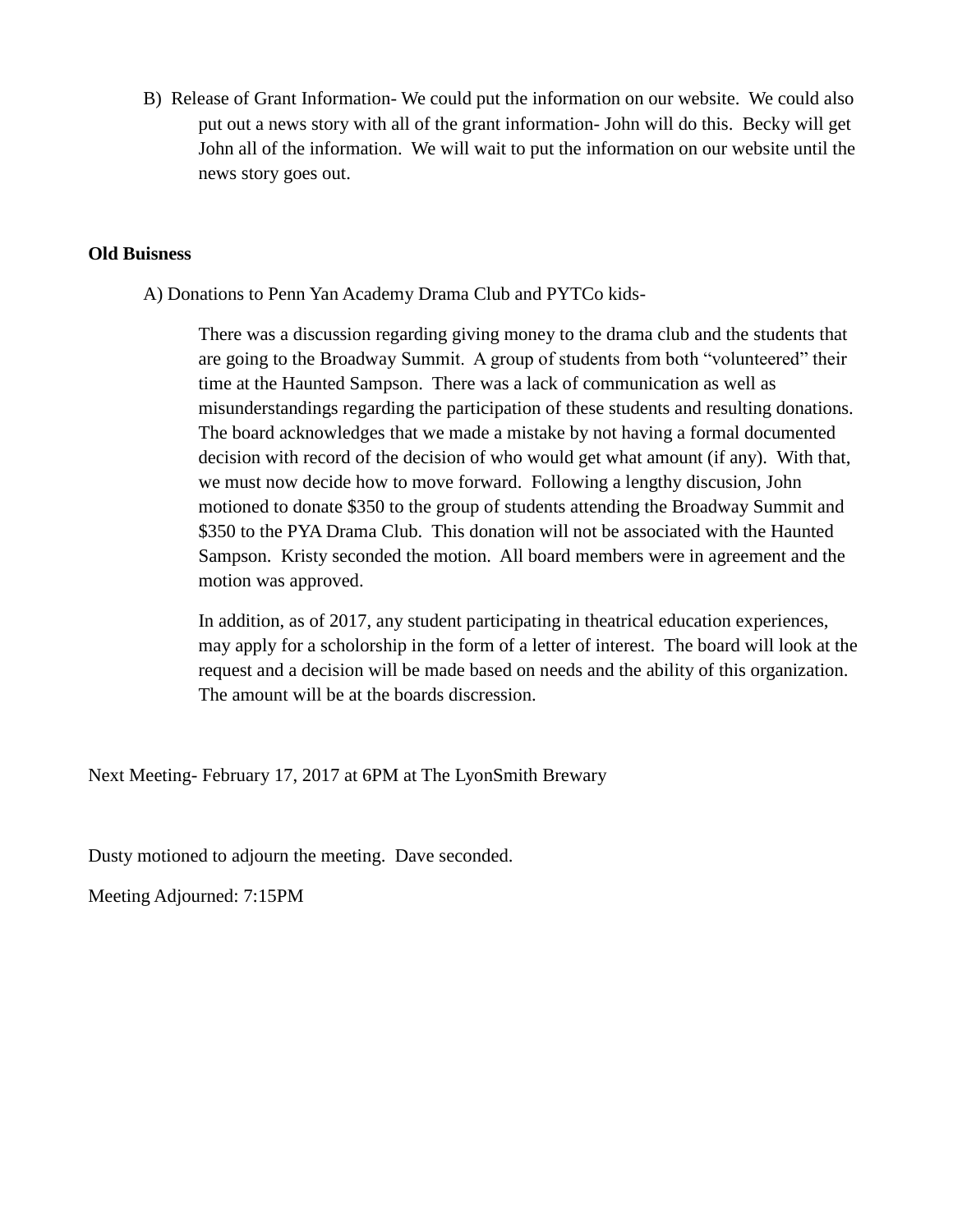B) Release of Grant Information- We could put the information on our website. We could also put out a news story with all of the grant information- John will do this. Becky will get John all of the information. We will wait to put the information on our website until the news story goes out.

**Old Buisness**

A) Donations to Penn Yan Academy Drama Club and PYTCo kids-

There was a discussion regarding giving money to the drama club and the students that are going to the Broadway Summit. A group of students from both "volunteered" their time at the Haunted Sampson. There was a lack of communication as well as misunderstandings regarding the participation of these students and resulting donations. The board acknowledges that we made a mistake by not having a formal documented decision with record of the decision of who would get what amount (if any). With that, we must now decide how to move forward. Following a lengthy discusion, John motioned to donate $350 to the group of students attending the Broadway Summit and $350 to the PYA Drama Club. This donation will not be associated with the Haunted Sampson. Kristy seconded the motion. All board members were in agreement and the motion was approved.

In addition, as of 2017, any student participating in theatrical education experiences, may apply for a scholorship in the form of a letter of interest. The board will look at the request and a decision will be made based on needs and the ability of this organization. The amount will be at the boards discression.

Next Meeting- February 17, 2017 at 6PM at The LyonSmith Brewary

Dusty motioned to adjourn the meeting. Dave seconded.

Meeting Adjourned: 7:15PM